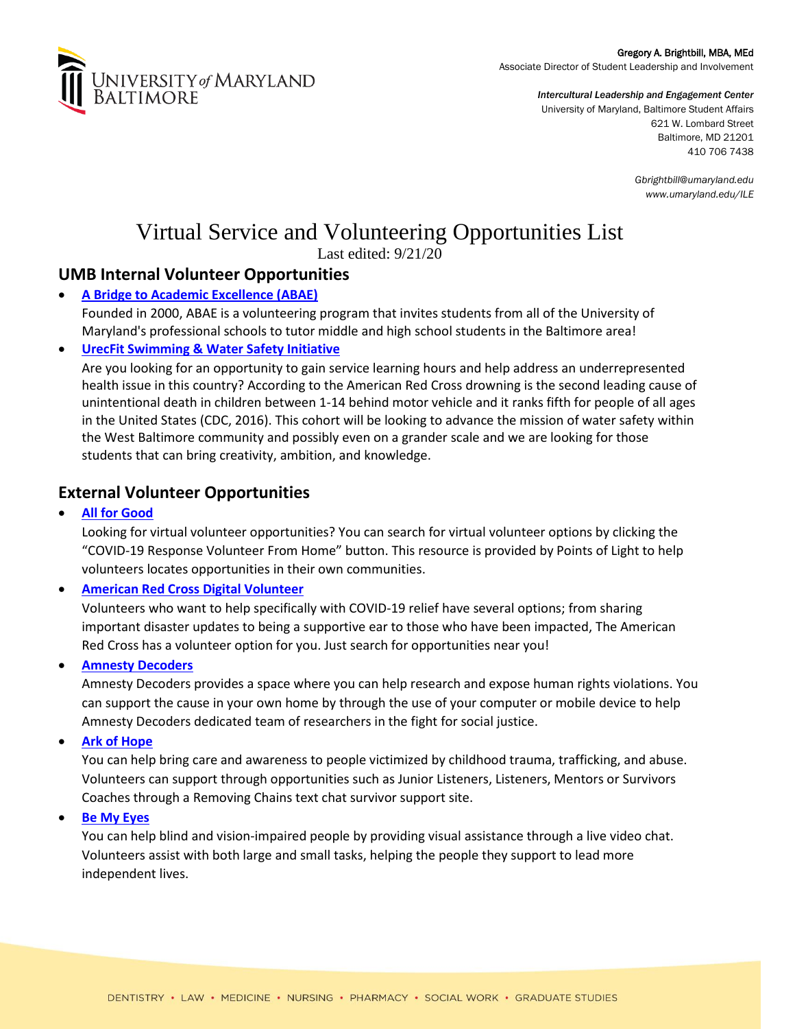Gregory A. Brightbill, MBA, MEd
Associate Director of Student Leadership and Involvement

*Intercultural Leadership and Engagement Center*
University of Maryland, Baltimore Student Affairs
621 W. Lombard Street
Baltimore, MD 21201
410 706 7438

*Gbrightbill@umaryland.edu*
*www.umaryland.edu/ILE*

# Virtual Service and Volunteering Opportunities List

Last edited: 9/21/20

## UMB Internal Volunteer Opportunities

- **A Bridge to Academic Excellence (ABAE)**
  Founded in 2000, ABAE is a volunteering program that invites students from all of the University of Maryland's professional schools to tutor middle and high school students in the Baltimore area!
- **UrecFit Swimming & Water Safety Initiative**
  Are you looking for an opportunity to gain service learning hours and help address an underrepresented health issue in this country? According to the American Red Cross drowning is the second leading cause of unintentional death in children between 1-14 behind motor vehicle and it ranks fifth for people of all ages in the United States (CDC, 2016). This cohort will be looking to advance the mission of water safety within the West Baltimore community and possibly even on a grander scale and we are looking for those students that can bring creativity, ambition, and knowledge.

## External Volunteer Opportunities

- **All for Good**
  Looking for virtual volunteer opportunities? You can search for virtual volunteer options by clicking the "COVID-19 Response Volunteer From Home" button. This resource is provided by Points of Light to help volunteers locates opportunities in their own communities.
- **American Red Cross Digital Volunteer**
  Volunteers who want to help specifically with COVID-19 relief have several options; from sharing important disaster updates to being a supportive ear to those who have been impacted, The American Red Cross has a volunteer option for you. Just search for opportunities near you!
- **Amnesty Decoders**
  Amnesty Decoders provides a space where you can help research and expose human rights violations. You can support the cause in your own home by through the use of your computer or mobile device to help Amnesty Decoders dedicated team of researchers in the fight for social justice.
- **Ark of Hope**
  You can help bring care and awareness to people victimized by childhood trauma, trafficking, and abuse. Volunteers can support through opportunities such as Junior Listeners, Listeners, Mentors or Survivors Coaches through a Removing Chains text chat survivor support site.
- **Be My Eyes**
  You can help blind and vision-impaired people by providing visual assistance through a live video chat. Volunteers assist with both large and small tasks, helping the people they support to lead more independent lives.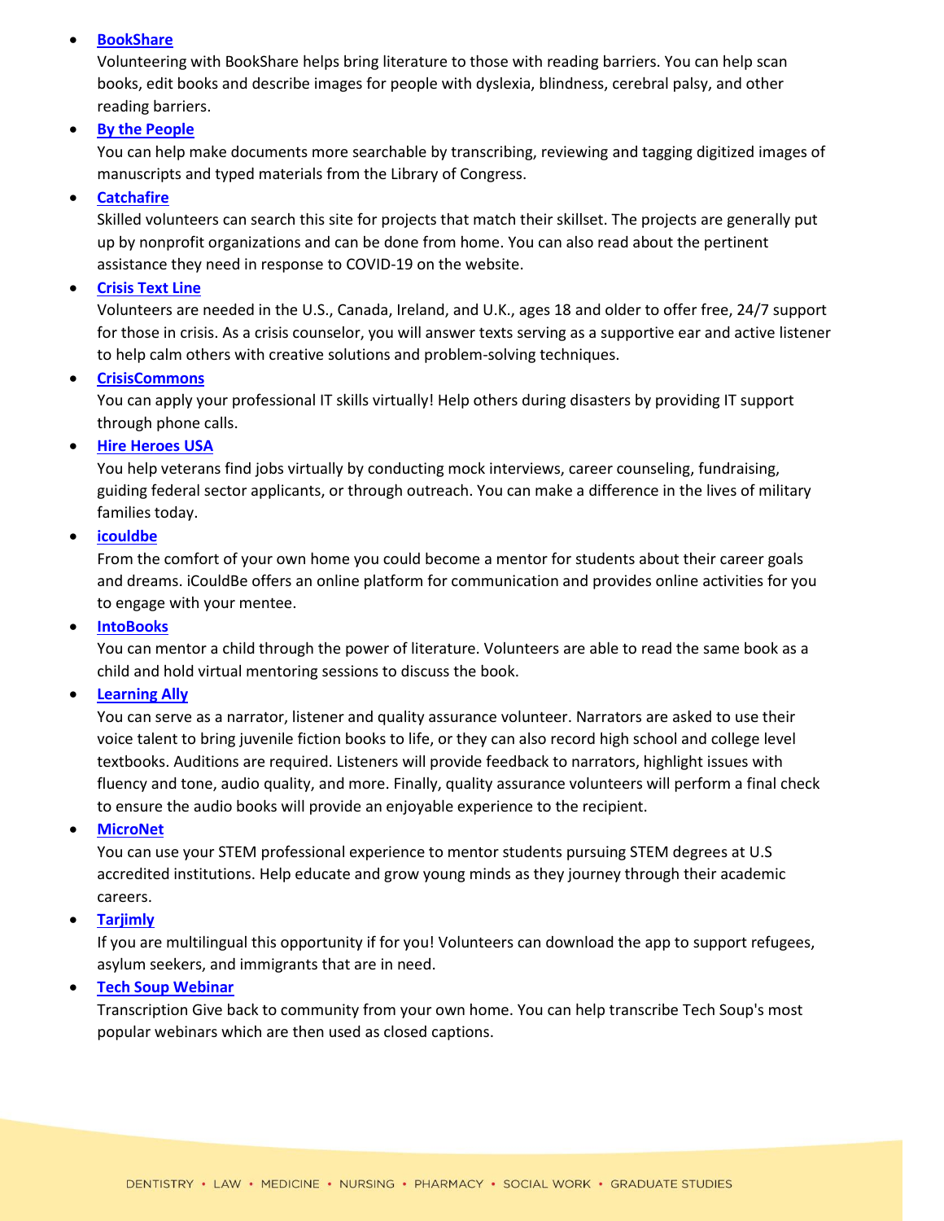- **BookShare**
  Volunteering with BookShare helps bring literature to those with reading barriers. You can help scan books, edit books and describe images for people with dyslexia, blindness, cerebral palsy, and other reading barriers.
- **By the People**
  You can help make documents more searchable by transcribing, reviewing and tagging digitized images of manuscripts and typed materials from the Library of Congress.
- **Catchafire**
  Skilled volunteers can search this site for projects that match their skillset. The projects are generally put up by nonprofit organizations and can be done from home. You can also read about the pertinent assistance they need in response to COVID-19 on the website.
- **Crisis Text Line**
  Volunteers are needed in the U.S., Canada, Ireland, and U.K., ages 18 and older to offer free, 24/7 support for those in crisis. As a crisis counselor, you will answer texts serving as a supportive ear and active listener to help calm others with creative solutions and problem-solving techniques.
- **CrisisCommons**
  You can apply your professional IT skills virtually! Help others during disasters by providing IT support through phone calls.
- **Hire Heroes USA**
  You help veterans find jobs virtually by conducting mock interviews, career counseling, fundraising, guiding federal sector applicants, or through outreach. You can make a difference in the lives of military families today.
- **icouldbe**
  From the comfort of your own home you could become a mentor for students about their career goals and dreams. iCouldBe offers an online platform for communication and provides online activities for you to engage with your mentee.
- **IntoBooks**
  You can mentor a child through the power of literature. Volunteers are able to read the same book as a child and hold virtual mentoring sessions to discuss the book.
- **Learning Ally**
  You can serve as a narrator, listener and quality assurance volunteer. Narrators are asked to use their voice talent to bring juvenile fiction books to life, or they can also record high school and college level textbooks. Auditions are required. Listeners will provide feedback to narrators, highlight issues with fluency and tone, audio quality, and more. Finally, quality assurance volunteers will perform a final check to ensure the audio books will provide an enjoyable experience to the recipient.
- **MicroNet**
  You can use your STEM professional experience to mentor students pursuing STEM degrees at U.S accredited institutions. Help educate and grow young minds as they journey through their academic careers.
- **Tarjimly**
  If you are multilingual this opportunity if for you! Volunteers can download the app to support refugees, asylum seekers, and immigrants that are in need.
- **Tech Soup Webinar**
  Transcription Give back to community from your own home. You can help transcribe Tech Soup's most popular webinars which are then used as closed captions.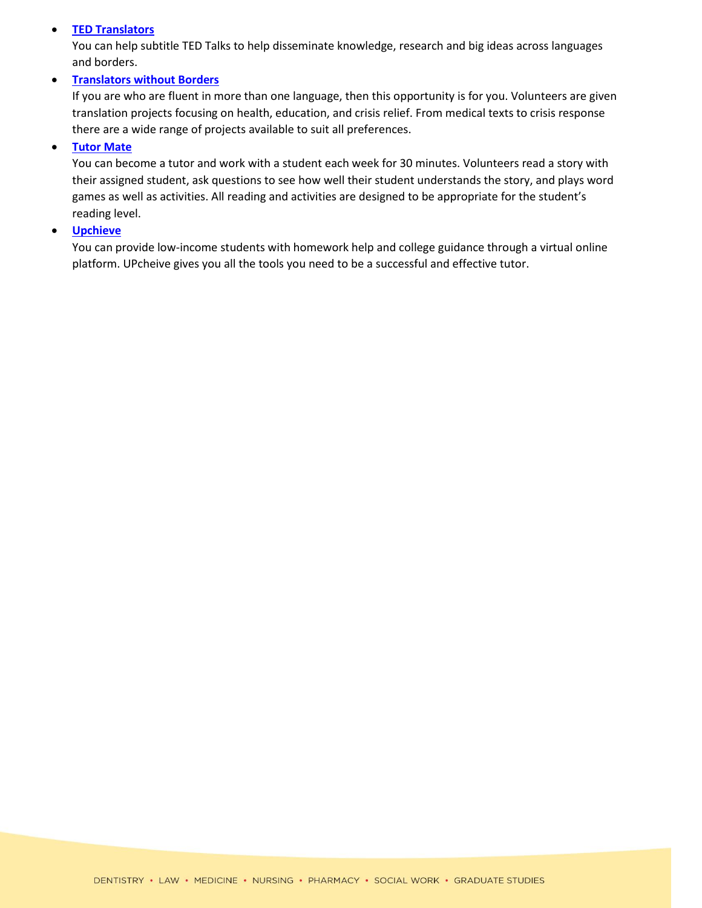- **TED Translators**
  You can help subtitle TED Talks to help disseminate knowledge, research and big ideas across languages and borders.
- **Translators without Borders**
  If you are who are fluent in more than one language, then this opportunity is for you. Volunteers are given translation projects focusing on health, education, and crisis relief. From medical texts to crisis response there are a wide range of projects available to suit all preferences.
- **Tutor Mate**
  You can become a tutor and work with a student each week for 30 minutes. Volunteers read a story with their assigned student, ask questions to see how well their student understands the story, and plays word games as well as activities. All reading and activities are designed to be appropriate for the student's reading level.
- **Upchieve**
  You can provide low-income students with homework help and college guidance through a virtual online platform. UPcheive gives you all the tools you need to be a successful and effective tutor.